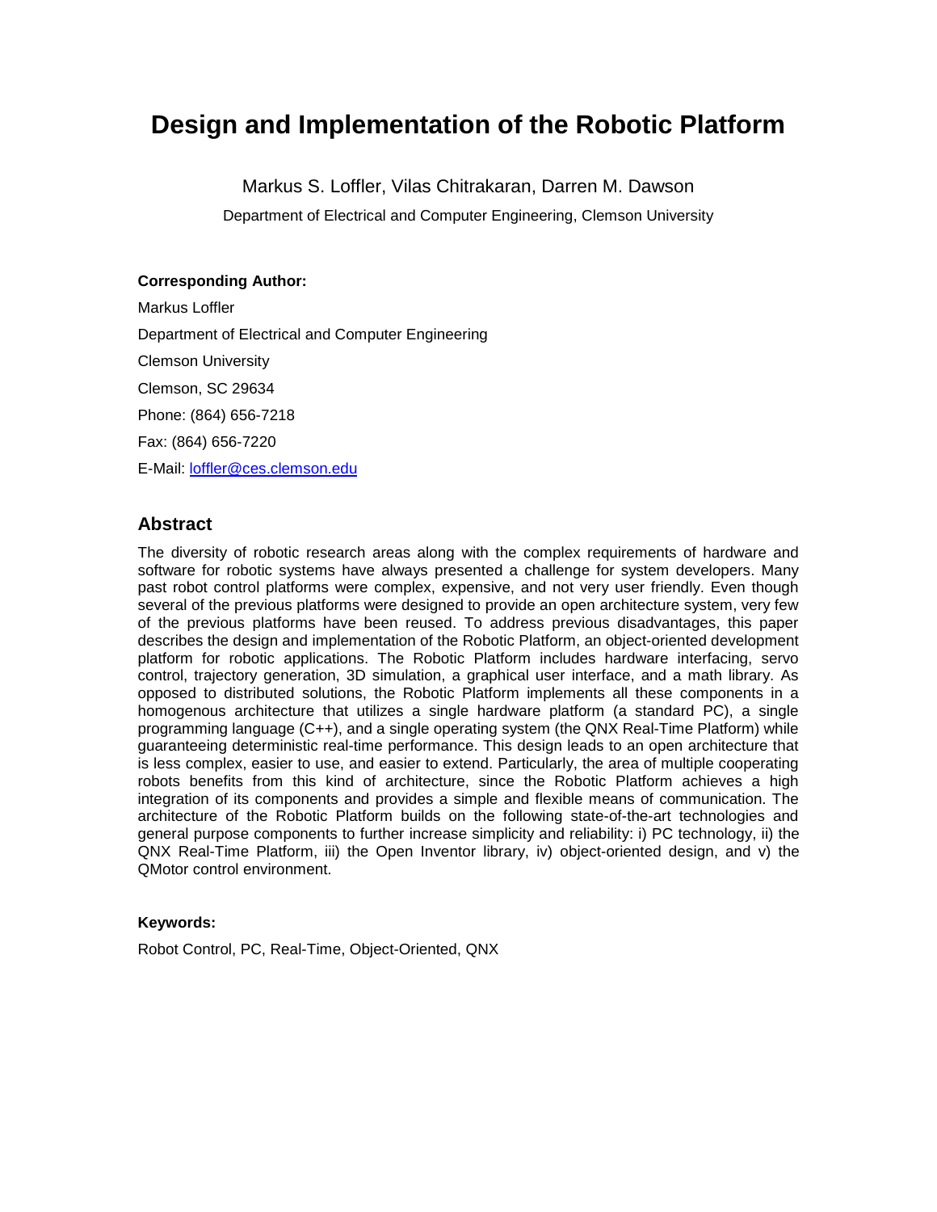# Design and Implementation of the Robotic Platform

Markus S. Loffler, Vilas Chitrakaran, Darren M. Dawson

Department of Electrical and Computer Engineering, Clemson University

**Corresponding Author:**

Markus Loffler

Department of Electrical and Computer Engineering

Clemson University

Clemson, SC 29634

Phone: (864) 656-7218

Fax: (864) 656-7220

E-Mail: loffler@ces.clemson.edu

## Abstract

The diversity of robotic research areas along with the complex requirements of hardware and software for robotic systems have always presented a challenge for system developers. Many past robot control platforms were complex, expensive, and not very user friendly. Even though several of the previous platforms were designed to provide an open architecture system, very few of the previous platforms have been reused. To address previous disadvantages, this paper describes the design and implementation of the Robotic Platform, an object-oriented development platform for robotic applications. The Robotic Platform includes hardware interfacing, servo control, trajectory generation, 3D simulation, a graphical user interface, and a math library. As opposed to distributed solutions, the Robotic Platform implements all these components in a homogenous architecture that utilizes a single hardware platform (a standard PC), a single programming language (C++), and a single operating system (the QNX Real-Time Platform) while guaranteeing deterministic real-time performance. This design leads to an open architecture that is less complex, easier to use, and easier to extend. Particularly, the area of multiple cooperating robots benefits from this kind of architecture, since the Robotic Platform achieves a high integration of its components and provides a simple and flexible means of communication. The architecture of the Robotic Platform builds on the following state-of-the-art technologies and general purpose components to further increase simplicity and reliability: i) PC technology, ii) the QNX Real-Time Platform, iii) the Open Inventor library, iv) object-oriented design, and v) the QMotor control environment.

**Keywords:**

Robot Control, PC, Real-Time, Object-Oriented, QNX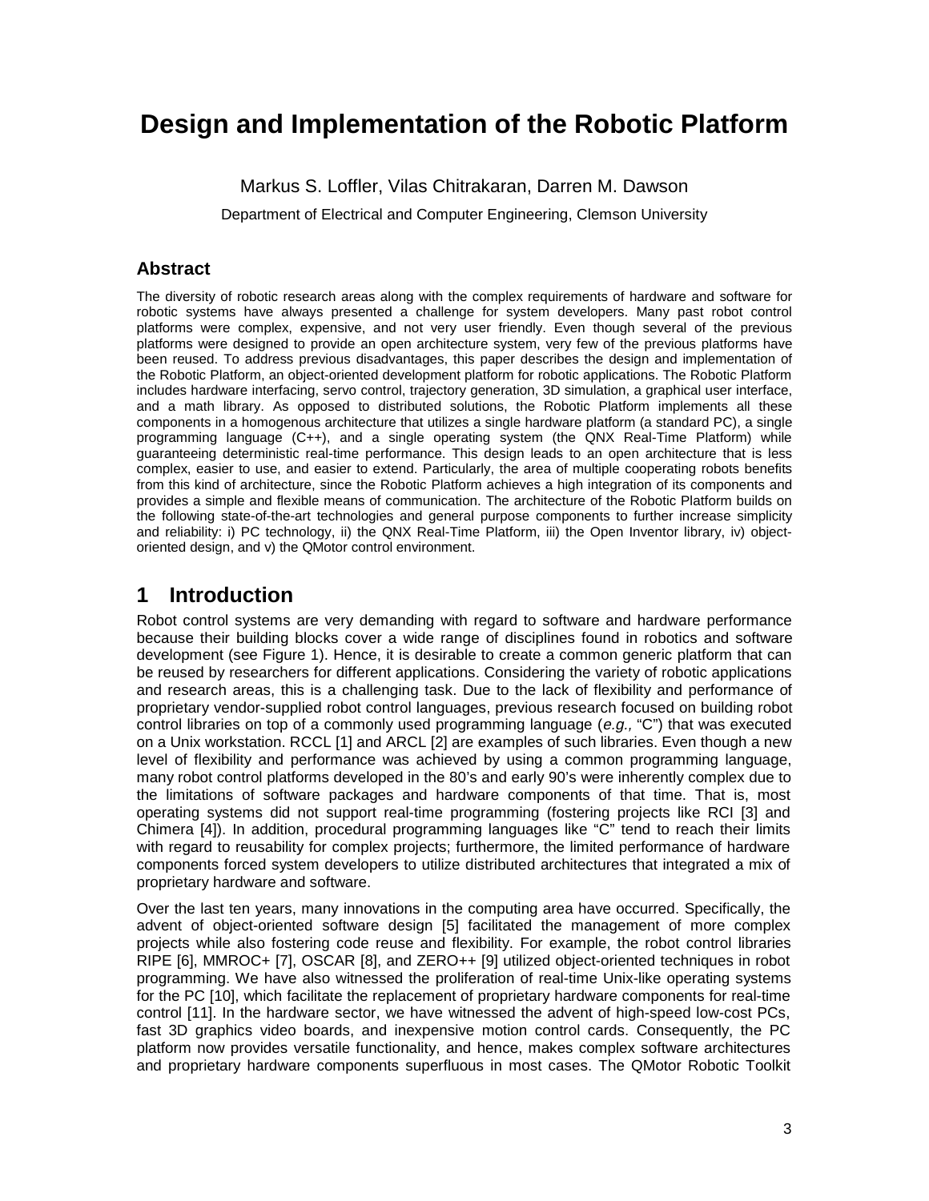# Design and Implementation of the Robotic Platform

Markus S. Loffler, Vilas Chitrakaran, Darren M. Dawson

Department of Electrical and Computer Engineering, Clemson University

## Abstract

The diversity of robotic research areas along with the complex requirements of hardware and software for robotic systems have always presented a challenge for system developers. Many past robot control platforms were complex, expensive, and not very user friendly. Even though several of the previous platforms were designed to provide an open architecture system, very few of the previous platforms have been reused. To address previous disadvantages, this paper describes the design and implementation of the Robotic Platform, an object-oriented development platform for robotic applications. The Robotic Platform includes hardware interfacing, servo control, trajectory generation, 3D simulation, a graphical user interface, and a math library. As opposed to distributed solutions, the Robotic Platform implements all these components in a homogenous architecture that utilizes a single hardware platform (a standard PC), a single programming language (C++), and a single operating system (the QNX Real-Time Platform) while guaranteeing deterministic real-time performance. This design leads to an open architecture that is less complex, easier to use, and easier to extend. Particularly, the area of multiple cooperating robots benefits from this kind of architecture, since the Robotic Platform achieves a high integration of its components and provides a simple and flexible means of communication. The architecture of the Robotic Platform builds on the following state-of-the-art technologies and general purpose components to further increase simplicity and reliability: i) PC technology, ii) the QNX Real-Time Platform, iii) the Open Inventor library, iv) object-oriented design, and v) the QMotor control environment.

## 1 Introduction

Robot control systems are very demanding with regard to software and hardware performance because their building blocks cover a wide range of disciplines found in robotics and software development (see Figure 1). Hence, it is desirable to create a common generic platform that can be reused by researchers for different applications. Considering the variety of robotic applications and research areas, this is a challenging task. Due to the lack of flexibility and performance of proprietary vendor-supplied robot control languages, previous research focused on building robot control libraries on top of a commonly used programming language (*e.g.,* "C") that was executed on a Unix workstation. RCCL [1] and ARCL [2] are examples of such libraries. Even though a new level of flexibility and performance was achieved by using a common programming language, many robot control platforms developed in the 80's and early 90's were inherently complex due to the limitations of software packages and hardware components of that time. That is, most operating systems did not support real-time programming (fostering projects like RCI [3] and Chimera [4]). In addition, procedural programming languages like "C" tend to reach their limits with regard to reusability for complex projects; furthermore, the limited performance of hardware components forced system developers to utilize distributed architectures that integrated a mix of proprietary hardware and software.

Over the last ten years, many innovations in the computing area have occurred. Specifically, the advent of object-oriented software design [5] facilitated the management of more complex projects while also fostering code reuse and flexibility. For example, the robot control libraries RIPE [6], MMROC+ [7], OSCAR [8], and ZERO++ [9] utilized object-oriented techniques in robot programming. We have also witnessed the proliferation of real-time Unix-like operating systems for the PC [10], which facilitate the replacement of proprietary hardware components for real-time control [11]. In the hardware sector, we have witnessed the advent of high-speed low-cost PCs, fast 3D graphics video boards, and inexpensive motion control cards. Consequently, the PC platform now provides versatile functionality, and hence, makes complex software architectures and proprietary hardware components superfluous in most cases. The QMotor Robotic Toolkit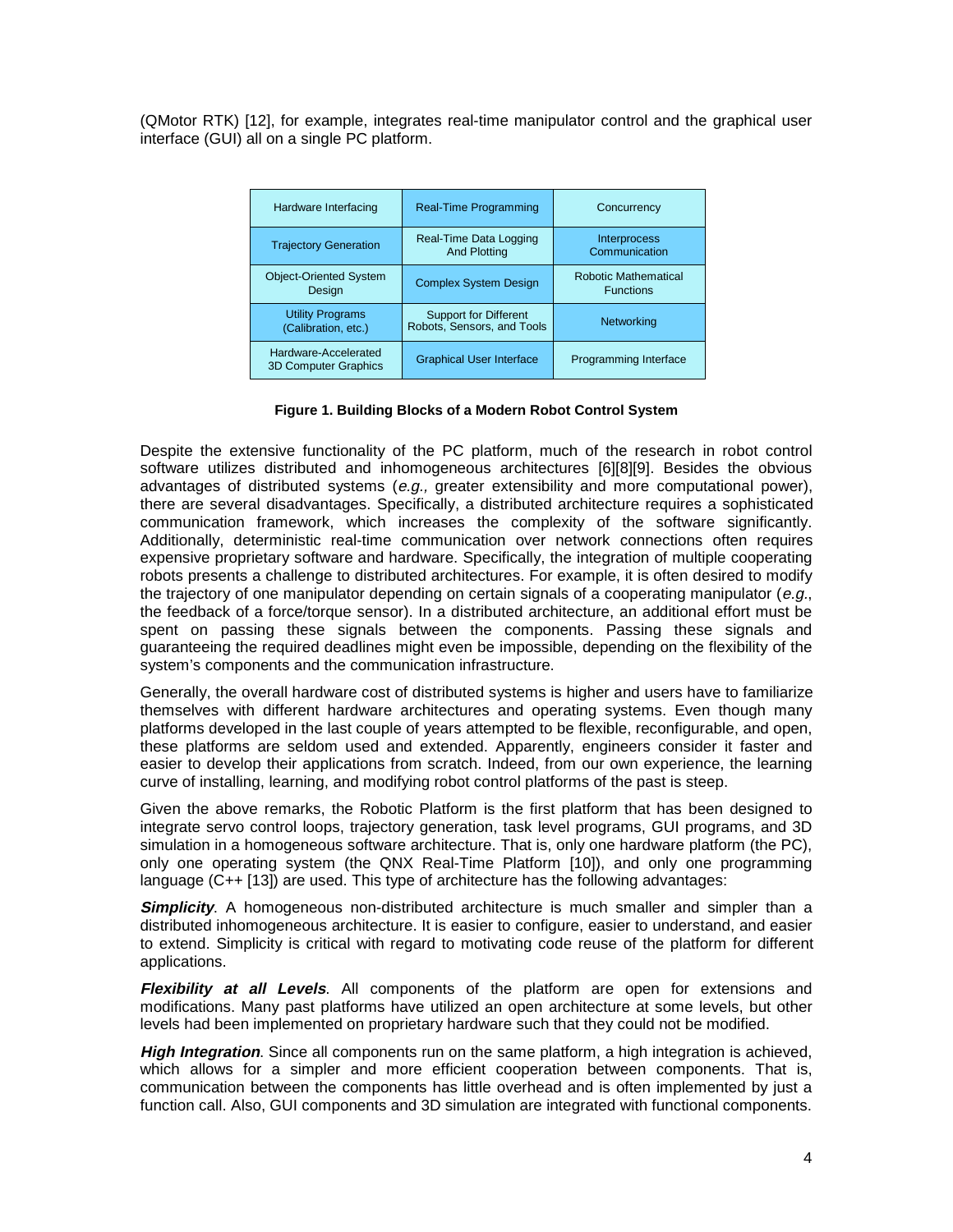(QMotor RTK) [12], for example, integrates real-time manipulator control and the graphical user interface (GUI) all on a single PC platform.

| Hardware Interfacing | Real-Time Programming | Concurrency |
|---|---|---|
| Trajectory Generation | Real-Time Data Logging And Plotting | Interprocess Communication |
| Object-Oriented System Design | Complex System Design | Robotic Mathematical Functions |
| Utility Programs (Calibration, etc.) | Support for Different Robots, Sensors, and Tools | Networking |
| Hardware-Accelerated 3D Computer Graphics | Graphical User Interface | Programming Interface |

**Figure 1. Building Blocks of a Modern Robot Control System**

Despite the extensive functionality of the PC platform, much of the research in robot control software utilizes distributed and inhomogeneous architectures [6][8][9]. Besides the obvious advantages of distributed systems (*e.g.,* greater extensibility and more computational power), there are several disadvantages. Specifically, a distributed architecture requires a sophisticated communication framework, which increases the complexity of the software significantly. Additionally, deterministic real-time communication over network connections often requires expensive proprietary software and hardware. Specifically, the integration of multiple cooperating robots presents a challenge to distributed architectures. For example, it is often desired to modify the trajectory of one manipulator depending on certain signals of a cooperating manipulator (*e.g.*, the feedback of a force/torque sensor). In a distributed architecture, an additional effort must be spent on passing these signals between the components. Passing these signals and guaranteeing the required deadlines might even be impossible, depending on the flexibility of the system's components and the communication infrastructure.

Generally, the overall hardware cost of distributed systems is higher and users have to familiarize themselves with different hardware architectures and operating systems. Even though many platforms developed in the last couple of years attempted to be flexible, reconfigurable, and open, these platforms are seldom used and extended. Apparently, engineers consider it faster and easier to develop their applications from scratch. Indeed, from our own experience, the learning curve of installing, learning, and modifying robot control platforms of the past is steep.

Given the above remarks, the Robotic Platform is the first platform that has been designed to integrate servo control loops, trajectory generation, task level programs, GUI programs, and 3D simulation in a homogeneous software architecture. That is, only one hardware platform (the PC), only one operating system (the QNX Real-Time Platform [10]), and only one programming language (C++ [13]) are used. This type of architecture has the following advantages:

***Simplicity***. A homogeneous non-distributed architecture is much smaller and simpler than a distributed inhomogeneous architecture. It is easier to configure, easier to understand, and easier to extend. Simplicity is critical with regard to motivating code reuse of the platform for different applications.

***Flexibility at all Levels***. All components of the platform are open for extensions and modifications. Many past platforms have utilized an open architecture at some levels, but other levels had been implemented on proprietary hardware such that they could not be modified.

***High Integration***. Since all components run on the same platform, a high integration is achieved, which allows for a simpler and more efficient cooperation between components. That is, communication between the components has little overhead and is often implemented by just a function call. Also, GUI components and 3D simulation are integrated with functional components.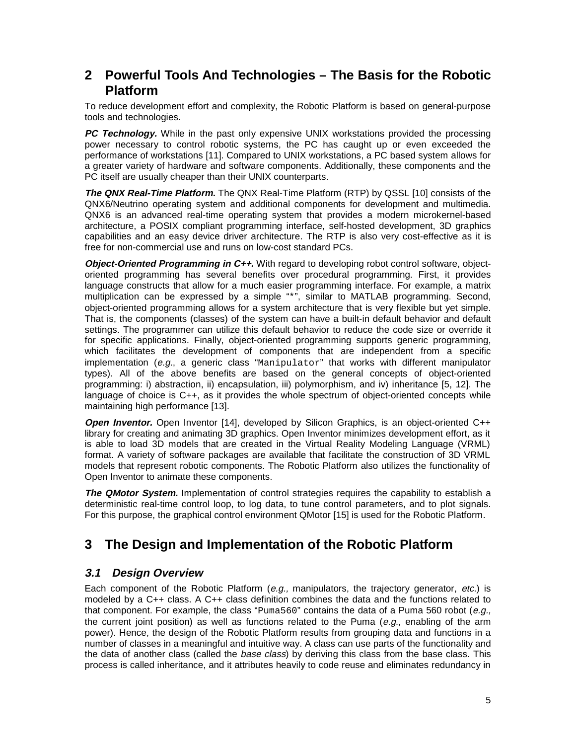## 2 Powerful Tools And Technologies – The Basis for the Robotic Platform

To reduce development effort and complexity, the Robotic Platform is based on general-purpose tools and technologies.

***PC Technology.*** While in the past only expensive UNIX workstations provided the processing power necessary to control robotic systems, the PC has caught up or even exceeded the performance of workstations [11]. Compared to UNIX workstations, a PC based system allows for a greater variety of hardware and software components. Additionally, these components and the PC itself are usually cheaper than their UNIX counterparts.

***The QNX Real-Time Platform.*** The QNX Real-Time Platform (RTP) by QSSL [10] consists of the QNX6/Neutrino operating system and additional components for development and multimedia. QNX6 is an advanced real-time operating system that provides a modern microkernel-based architecture, a POSIX compliant programming interface, self-hosted development, 3D graphics capabilities and an easy device driver architecture. The RTP is also very cost-effective as it is free for non-commercial use and runs on low-cost standard PCs.

***Object-Oriented Programming in C++.*** With regard to developing robot control software, object-oriented programming has several benefits over procedural programming. First, it provides language constructs that allow for a much easier programming interface. For example, a matrix multiplication can be expressed by a simple "`*`", similar to MATLAB programming. Second, object-oriented programming allows for a system architecture that is very flexible but yet simple. That is, the components (classes) of the system can have a built-in default behavior and default settings. The programmer can utilize this default behavior to reduce the code size or override it for specific applications. Finally, object-oriented programming supports generic programming, which facilitates the development of components that are independent from a specific implementation (*e.g.*, a generic class "`Manipulator`" that works with different manipulator types). All of the above benefits are based on the general concepts of object-oriented programming: i) abstraction, ii) encapsulation, iii) polymorphism, and iv) inheritance [5, 12]. The language of choice is C++, as it provides the whole spectrum of object-oriented concepts while maintaining high performance [13].

***Open Inventor.*** Open Inventor [14], developed by Silicon Graphics, is an object-oriented C++ library for creating and animating 3D graphics. Open Inventor minimizes development effort, as it is able to load 3D models that are created in the Virtual Reality Modeling Language (VRML) format. A variety of software packages are available that facilitate the construction of 3D VRML models that represent robotic components. The Robotic Platform also utilizes the functionality of Open Inventor to animate these components.

***The QMotor System.*** Implementation of control strategies requires the capability to establish a deterministic real-time control loop, to log data, to tune control parameters, and to plot signals. For this purpose, the graphical control environment QMotor [15] is used for the Robotic Platform.

## 3 The Design and Implementation of the Robotic Platform

### *3.1 Design Overview*

Each component of the Robotic Platform (*e.g.,* manipulators, the trajectory generator, *etc.*) is modeled by a C++ class. A C++ class definition combines the data and the functions related to that component. For example, the class "`Puma560`" contains the data of a Puma 560 robot (*e.g.,* the current joint position) as well as functions related to the Puma (*e.g.,* enabling of the arm power). Hence, the design of the Robotic Platform results from grouping data and functions in a number of classes in a meaningful and intuitive way. A class can use parts of the functionality and the data of another class (called the *base class*) by deriving this class from the base class. This process is called inheritance, and it attributes heavily to code reuse and eliminates redundancy in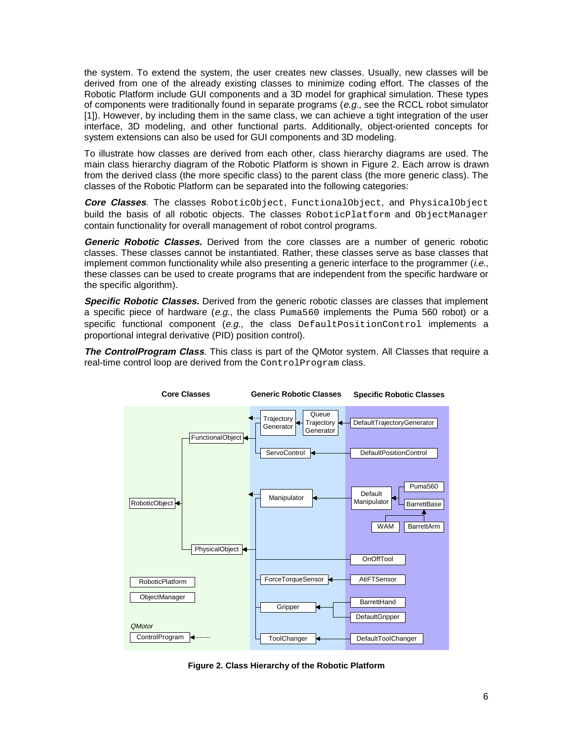the system. To extend the system, the user creates new classes. Usually, new classes will be derived from one of the already existing classes to minimize coding effort. The classes of the Robotic Platform include GUI components and a 3D model for graphical simulation. These types of components were traditionally found in separate programs (*e.g.,* see the RCCL robot simulator [1]). However, by including them in the same class, we can achieve a tight integration of the user interface, 3D modeling, and other functional parts. Additionally, object-oriented concepts for system extensions can also be used for GUI components and 3D modeling.

To illustrate how classes are derived from each other, class hierarchy diagrams are used. The main class hierarchy diagram of the Robotic Platform is shown in Figure 2. Each arrow is drawn from the derived class (the more specific class) to the parent class (the more generic class). The classes of the Robotic Platform can be separated into the following categories:

***Core Classes***. The classes `RoboticObject`, `FunctionalObject`, and `PhysicalObject` build the basis of all robotic objects. The classes `RoboticPlatform` and `ObjectManager` contain functionality for overall management of robot control programs.

***Generic Robotic Classes.*** Derived from the core classes are a number of generic robotic classes. These classes cannot be instantiated. Rather, these classes serve as base classes that implement common functionality while also presenting a generic interface to the programmer (*i.e.,* these classes can be used to create programs that are independent from the specific hardware or the specific algorithm).

***Specific Robotic Classes.*** Derived from the generic robotic classes are classes that implement a specific piece of hardware (*e.g.,* the class `Puma560` implements the Puma 560 robot) or a specific functional component (*e.g.,* the class `DefaultPositionControl` implements a proportional integral derivative (PID) position control).

***The ControlProgram Class***. This class is part of the QMotor system. All Classes that require a real-time control loop are derived from the `ControlProgram` class.

**Figure 2. Class Hierarchy of the Robotic Platform**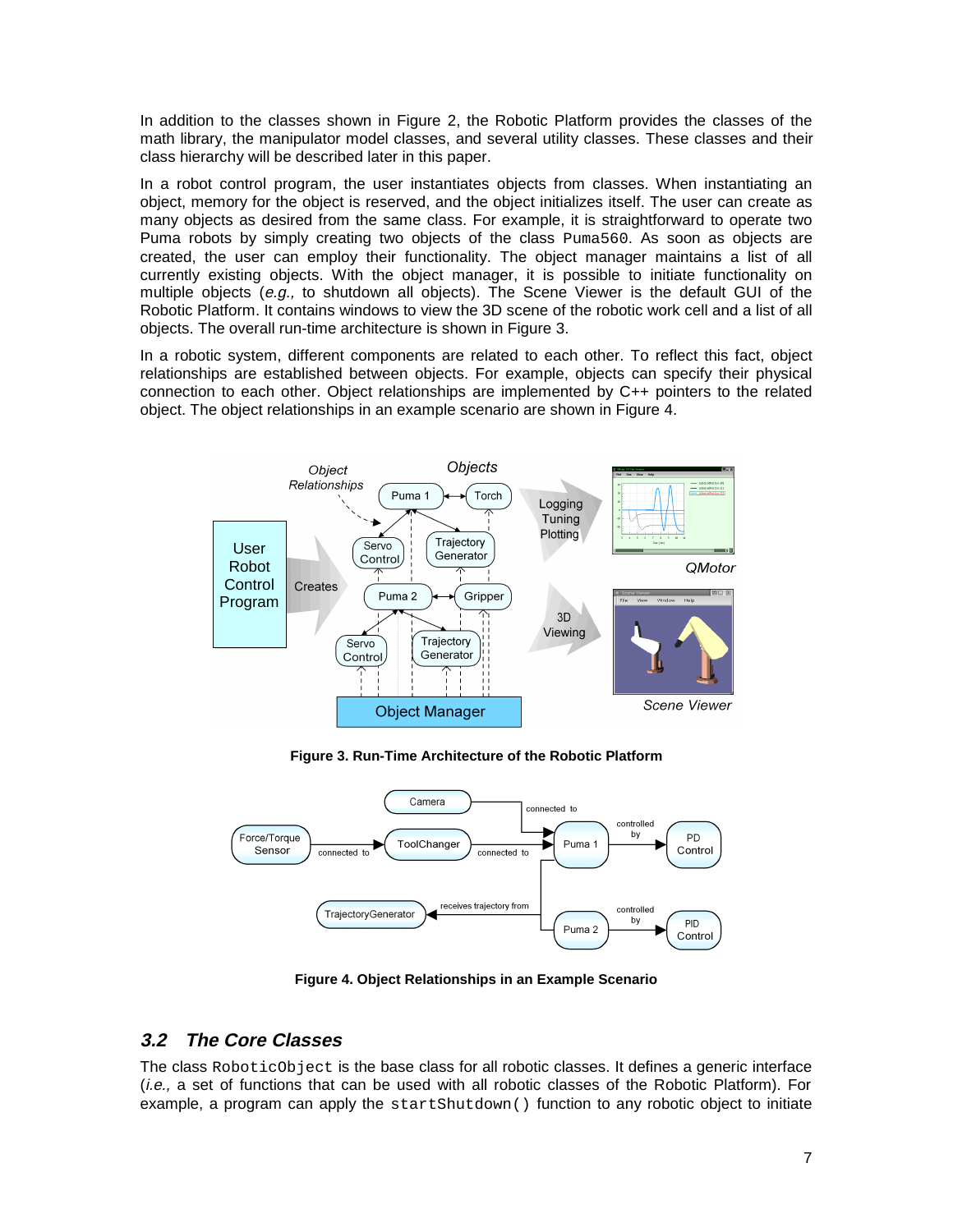In addition to the classes shown in Figure 2, the Robotic Platform provides the classes of the math library, the manipulator model classes, and several utility classes. These classes and their class hierarchy will be described later in this paper.

In a robot control program, the user instantiates objects from classes. When instantiating an object, memory for the object is reserved, and the object initializes itself. The user can create as many objects as desired from the same class. For example, it is straightforward to operate two Puma robots by simply creating two objects of the class `Puma560`. As soon as objects are created, the user can employ their functionality. The object manager maintains a list of all currently existing objects. With the object manager, it is possible to initiate functionality on multiple objects (*e.g.,* to shutdown all objects). The Scene Viewer is the default GUI of the Robotic Platform. It contains windows to view the 3D scene of the robotic work cell and a list of all objects. The overall run-time architecture is shown in Figure 3.

In a robotic system, different components are related to each other. To reflect this fact, object relationships are established between objects. For example, objects can specify their physical connection to each other. Object relationships are implemented by C++ pointers to the related object. The object relationships in an example scenario are shown in Figure 4.

**Figure 3. Run-Time Architecture of the Robotic Platform**

**Figure 4. Object Relationships in an Example Scenario**

## 3.2 The Core Classes

The class `RoboticObject` is the base class for all robotic classes. It defines a generic interface (*i.e.,* a set of functions that can be used with all robotic classes of the Robotic Platform). For example, a program can apply the `startShutdown()` function to any robotic object to initiate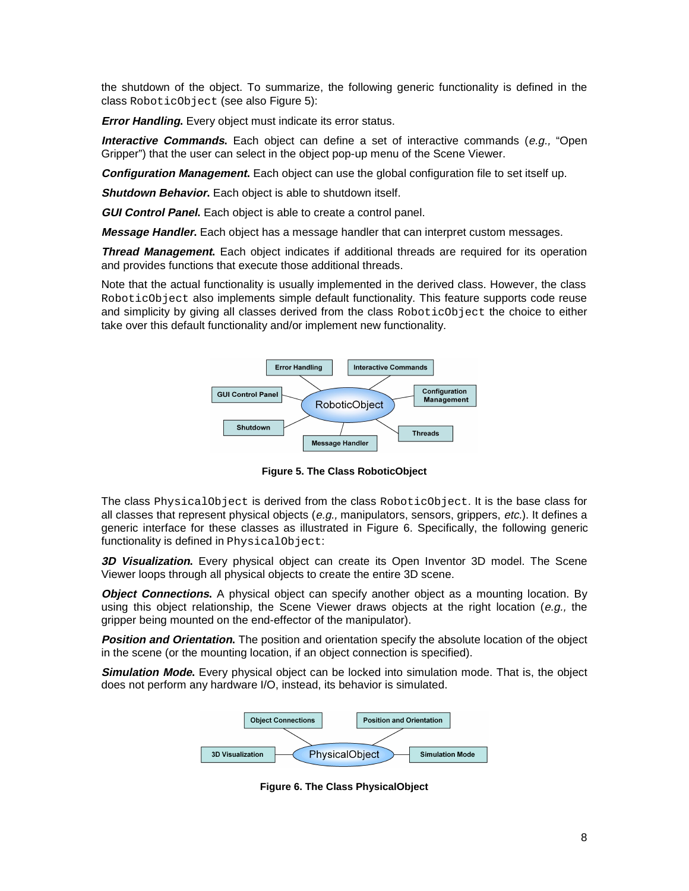the shutdown of the object. To summarize, the following generic functionality is defined in the class `RoboticObject` (see also Figure 5):

***Error Handling.*** Every object must indicate its error status.

***Interactive Commands.*** Each object can define a set of interactive commands (*e.g.,* “Open Gripper”) that the user can select in the object pop-up menu of the Scene Viewer.

***Configuration Management.*** Each object can use the global configuration file to set itself up.

***Shutdown Behavior.*** Each object is able to shutdown itself.

***GUI Control Panel.*** Each object is able to create a control panel.

***Message Handler.*** Each object has a message handler that can interpret custom messages.

***Thread Management.*** Each object indicates if additional threads are required for its operation and provides functions that execute those additional threads.

Note that the actual functionality is usually implemented in the derived class. However, the class `RoboticObject` also implements simple default functionality. This feature supports code reuse and simplicity by giving all classes derived from the class `RoboticObject` the choice to either take over this default functionality and/or implement new functionality.

**Figure 5. The Class RoboticObject**

The class `PhysicalObject` is derived from the class `RoboticObject`. It is the base class for all classes that represent physical objects (*e.g.,* manipulators, sensors, grippers, *etc.*). It defines a generic interface for these classes as illustrated in Figure 6. Specifically, the following generic functionality is defined in `PhysicalObject`:

***3D Visualization.*** Every physical object can create its Open Inventor 3D model. The Scene Viewer loops through all physical objects to create the entire 3D scene.

***Object Connections.*** A physical object can specify another object as a mounting location. By using this object relationship, the Scene Viewer draws objects at the right location (*e.g.,* the gripper being mounted on the end-effector of the manipulator).

***Position and Orientation.*** The position and orientation specify the absolute location of the object in the scene (or the mounting location, if an object connection is specified).

***Simulation Mode.*** Every physical object can be locked into simulation mode. That is, the object does not perform any hardware I/O, instead, its behavior is simulated.

**Figure 6. The Class PhysicalObject**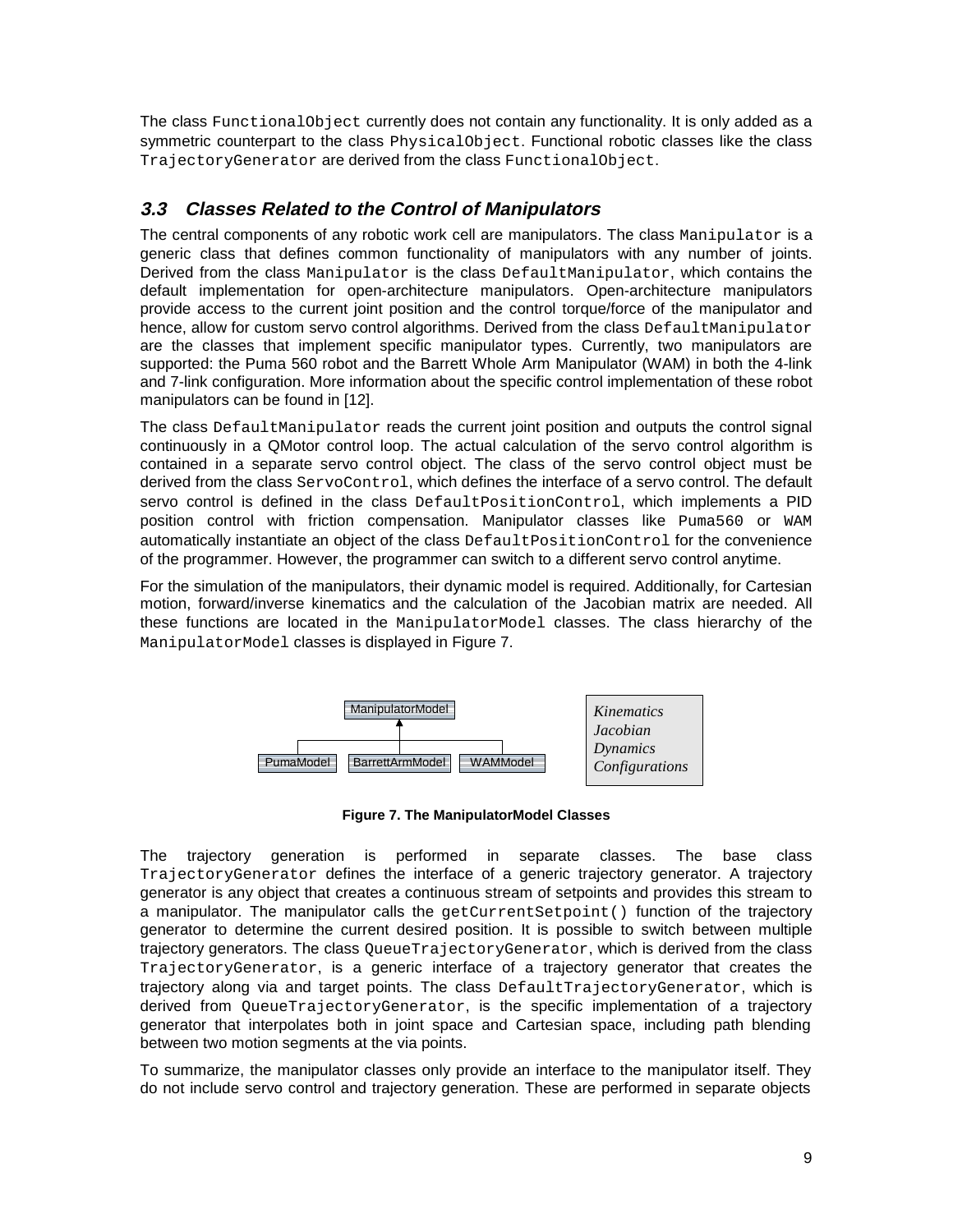The class `FunctionalObject` currently does not contain any functionality. It is only added as a symmetric counterpart to the class `PhysicalObject`. Functional robotic classes like the class `TrajectoryGenerator` are derived from the class `FunctionalObject`.

### *3.3 Classes Related to the Control of Manipulators*

The central components of any robotic work cell are manipulators. The class `Manipulator` is a generic class that defines common functionality of manipulators with any number of joints. Derived from the class `Manipulator` is the class `DefaultManipulator`, which contains the default implementation for open-architecture manipulators. Open-architecture manipulators provide access to the current joint position and the control torque/force of the manipulator and hence, allow for custom servo control algorithms. Derived from the class `DefaultManipulator` are the classes that implement specific manipulator types. Currently, two manipulators are supported: the Puma 560 robot and the Barrett Whole Arm Manipulator (WAM) in both the 4-link and 7-link configuration. More information about the specific control implementation of these robot manipulators can be found in [12].

The class `DefaultManipulator` reads the current joint position and outputs the control signal continuously in a QMotor control loop. The actual calculation of the servo control algorithm is contained in a separate servo control object. The class of the servo control object must be derived from the class `ServoControl`, which defines the interface of a servo control. The default servo control is defined in the class `DefaultPositionControl`, which implements a PID position control with friction compensation. Manipulator classes like `Puma560` or `WAM` automatically instantiate an object of the class `DefaultPositionControl` for the convenience of the programmer. However, the programmer can switch to a different servo control anytime.

For the simulation of the manipulators, their dynamic model is required. Additionally, for Cartesian motion, forward/inverse kinematics and the calculation of the Jacobian matrix are needed. All these functions are located in the `ManipulatorModel` classes. The class hierarchy of the `ManipulatorModel` classes is displayed in Figure 7.

ManipulatorModel

PumaModel | BarrettArmModel | WAMModel

*Kinematics*
*Jacobian*
*Dynamics*
*Configurations*

**Figure 7. The ManipulatorModel Classes**

The trajectory generation is performed in separate classes. The base class `TrajectoryGenerator` defines the interface of a generic trajectory generator. A trajectory generator is any object that creates a continuous stream of setpoints and provides this stream to a manipulator. The manipulator calls the `getCurrentSetpoint()` function of the trajectory generator to determine the current desired position. It is possible to switch between multiple trajectory generators. The class `QueueTrajectoryGenerator`, which is derived from the class `TrajectoryGenerator`, is a generic interface of a trajectory generator that creates the trajectory along via and target points. The class `DefaultTrajectoryGenerator`, which is derived from `QueueTrajectoryGenerator`, is the specific implementation of a trajectory generator that interpolates both in joint space and Cartesian space, including path blending between two motion segments at the via points.

To summarize, the manipulator classes only provide an interface to the manipulator itself. They do not include servo control and trajectory generation. These are performed in separate objects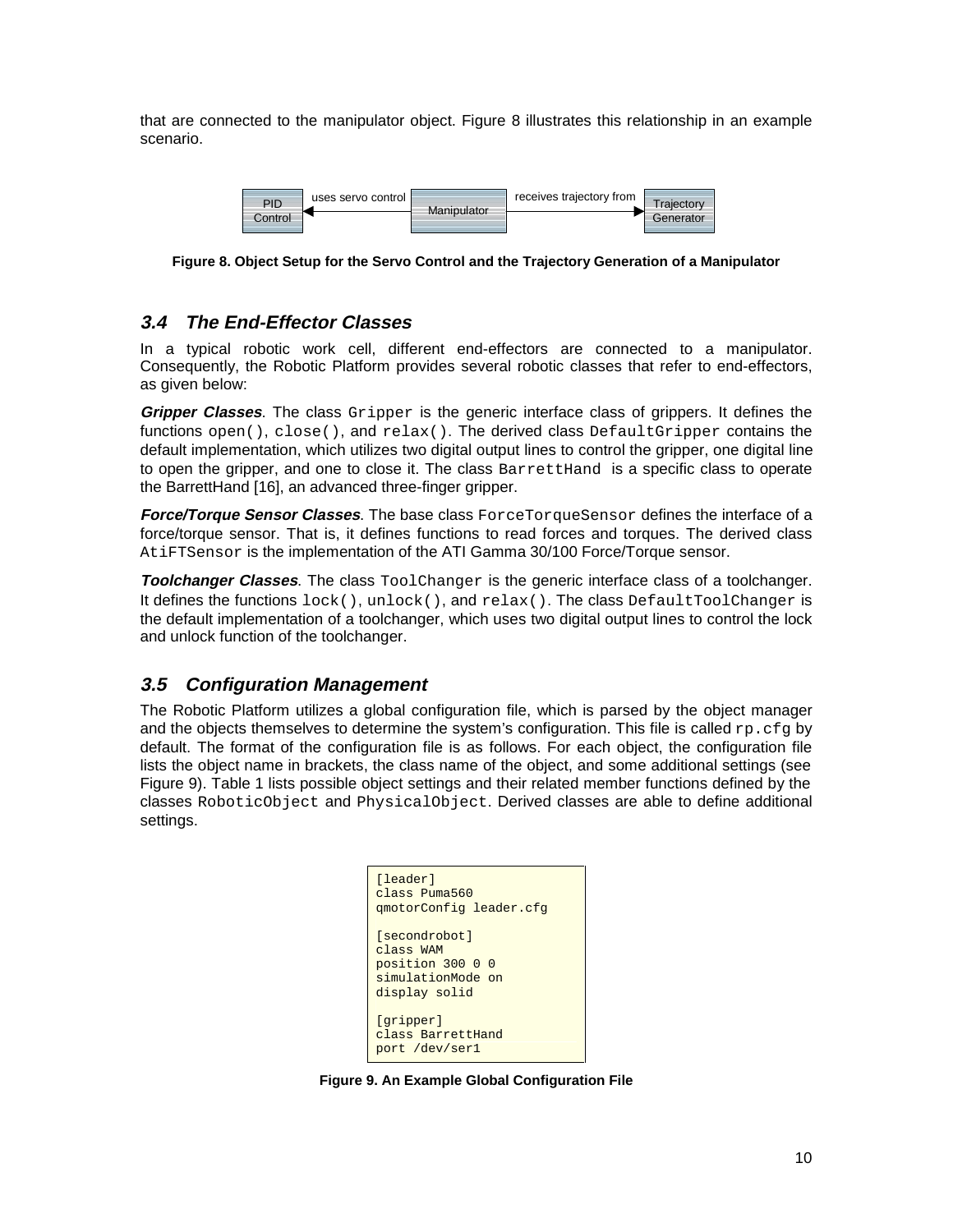that are connected to the manipulator object. Figure 8 illustrates this relationship in an example scenario.

Figure 8. Object Setup for the Servo Control and the Trajectory Generation of a Manipulator

### 3.4 The End-Effector Classes

In a typical robotic work cell, different end-effectors are connected to a manipulator. Consequently, the Robotic Platform provides several robotic classes that refer to end-effectors, as given below:

***Gripper Classes***. The class `Gripper` is the generic interface class of grippers. It defines the functions `open()`, `close()`, and `relax()`. The derived class `DefaultGripper` contains the default implementation, which utilizes two digital output lines to control the gripper, one digital line to open the gripper, and one to close it. The class `BarrettHand` is a specific class to operate the BarrettHand [16], an advanced three-finger gripper.

***Force/Torque Sensor Classes***. The base class `ForceTorqueSensor` defines the interface of a force/torque sensor. That is, it defines functions to read forces and torques. The derived class `AtiFTSensor` is the implementation of the ATI Gamma 30/100 Force/Torque sensor.

***Toolchanger Classes***. The class `ToolChanger` is the generic interface class of a toolchanger. It defines the functions `lock()`, `unlock()`, and `relax()`. The class `DefaultToolChanger` is the default implementation of a toolchanger, which uses two digital output lines to control the lock and unlock function of the toolchanger.

### 3.5 Configuration Management

The Robotic Platform utilizes a global configuration file, which is parsed by the object manager and the objects themselves to determine the system's configuration. This file is called `rp.cfg` by default. The format of the configuration file is as follows. For each object, the configuration file lists the object name in brackets, the class name of the object, and some additional settings (see Figure 9). Table 1 lists possible object settings and their related member functions defined by the classes `RoboticObject` and `PhysicalObject`. Derived classes are able to define additional settings.

```
[leader]
class Puma560
qmotorConfig leader.cfg

[secondrobot]
class WAM
position 300 0 0
simulationMode on
display solid

[gripper]
class BarrettHand
port /dev/ser1
```

Figure 9. An Example Global Configuration File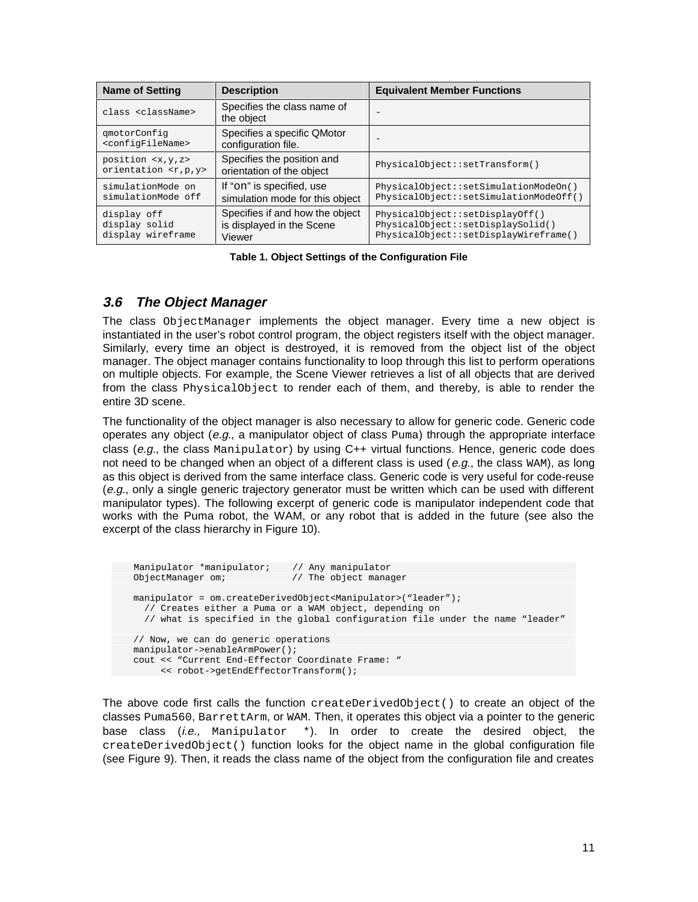| Name of Setting | Description | Equivalent Member Functions |
| --- | --- | --- |
| `class <className>` | Specifies the class name of the object | - |
| `qmotorConfig <configFileName>` | Specifies a specific QMotor configuration file. | - |
| `position <x,y,z>` `orientation <r,p,y>` | Specifies the position and orientation of the object | `PhysicalObject::setTransform()` |
| `simulationMode on` `simulationMode off` | If "`on`" is specified, use simulation mode for this object | `PhysicalObject::setSimulationModeOn()` `PhysicalObject::setSimulationModeOff()` |
| `display off` `display solid` `display wireframe` | Specifies if and how the object is displayed in the Scene Viewer | `PhysicalObject::setDisplayOff()` `PhysicalObject::setDisplaySolid()` `PhysicalObject::setDisplayWireframe()` |

**Table 1. Object Settings of the Configuration File**

### *3.6 The Object Manager*

The class `ObjectManager` implements the object manager. Every time a new object is instantiated in the user's robot control program, the object registers itself with the object manager. Similarly, every time an object is destroyed, it is removed from the object list of the object manager. The object manager contains functionality to loop through this list to perform operations on multiple objects. For example, the Scene Viewer retrieves a list of all objects that are derived from the class `PhysicalObject` to render each of them, and thereby, is able to render the entire 3D scene.

The functionality of the object manager is also necessary to allow for generic code. Generic code operates any object (*e.g.*, a manipulator object of class `Puma`) through the appropriate interface class (*e.g.*, the class `Manipulator`) by using C++ virtual functions. Hence, generic code does not need to be changed when an object of a different class is used (*e.g.*, the class `WAM`), as long as this object is derived from the same interface class. Generic code is very useful for code-reuse (*e.g.*, only a single generic trajectory generator must be written which can be used with different manipulator types). The following excerpt of generic code is manipulator independent code that works with the Puma robot, the WAM, or any robot that is added in the future (see also the excerpt of the class hierarchy in Figure 10).

```
Manipulator *manipulator;    // Any manipulator
ObjectManager om;            // The object manager

manipulator = om.createDerivedObject<Manipulator>("leader");
  // Creates either a Puma or a WAM object, depending on
  // what is specified in the global configuration file under the name "leader"

// Now, we can do generic operations
manipulator->enableArmPower();
cout << "Current End-Effector Coordinate Frame: "
     << robot->getEndEffectorTransform();
```

The above code first calls the function `createDerivedObject()` to create an object of the classes `Puma560`, `BarrettArm`, or `WAM`. Then, it operates this object via a pointer to the generic base class (*i.e.,* `Manipulator *`). In order to create the desired object, the `createDerivedObject()` function looks for the object name in the global configuration file (see Figure 9). Then, it reads the class name of the object from the configuration file and creates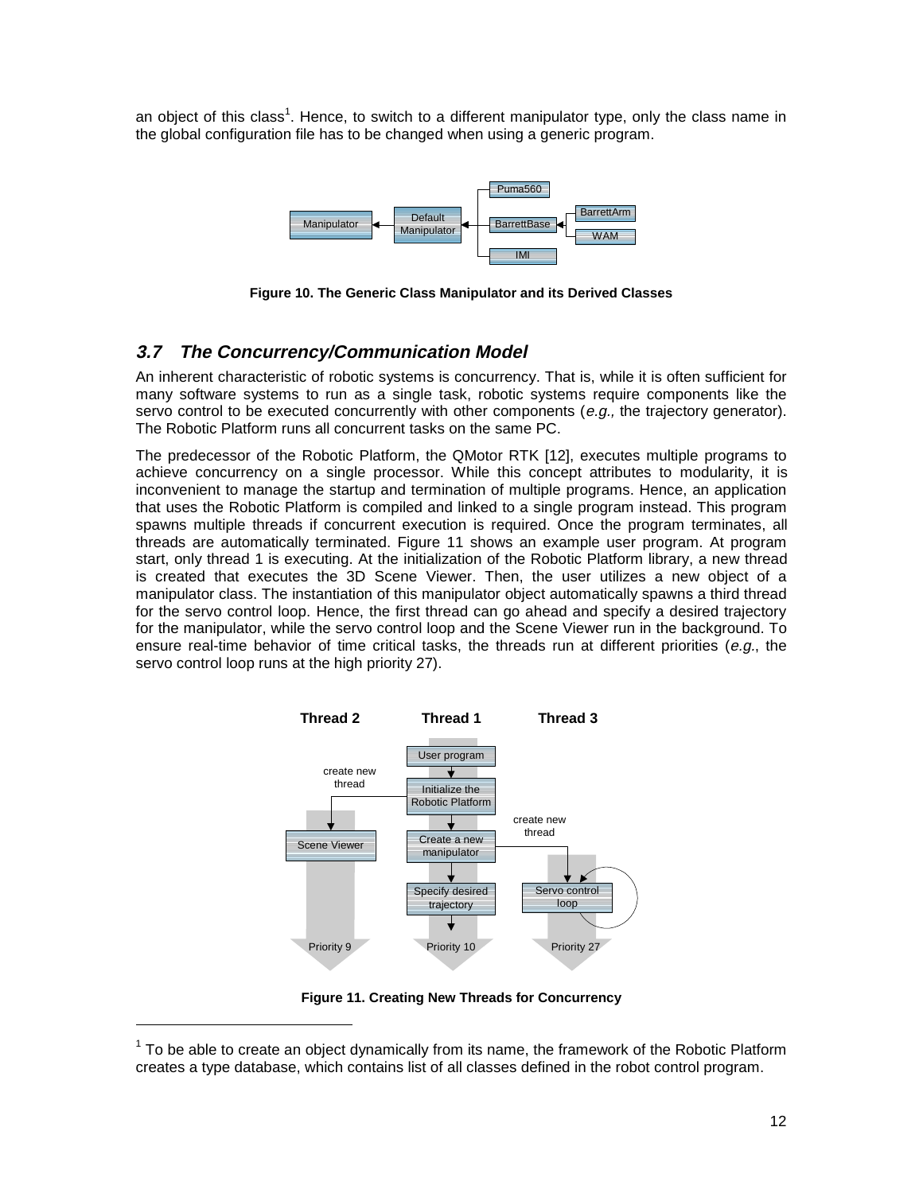an object of this class[1]. Hence, to switch to a different manipulator type, only the class name in the global configuration file has to be changed when using a generic program.

**Figure 10. The Generic Class Manipulator and its Derived Classes**

### *3.7 The Concurrency/Communication Model*

An inherent characteristic of robotic systems is concurrency. That is, while it is often sufficient for many software systems to run as a single task, robotic systems require components like the servo control to be executed concurrently with other components (*e.g.,* the trajectory generator). The Robotic Platform runs all concurrent tasks on the same PC.

The predecessor of the Robotic Platform, the QMotor RTK [12], executes multiple programs to achieve concurrency on a single processor. While this concept attributes to modularity, it is inconvenient to manage the startup and termination of multiple programs. Hence, an application that uses the Robotic Platform is compiled and linked to a single program instead. This program spawns multiple threads if concurrent execution is required. Once the program terminates, all threads are automatically terminated. Figure 11 shows an example user program. At program start, only thread 1 is executing. At the initialization of the Robotic Platform library, a new thread is created that executes the 3D Scene Viewer. Then, the user utilizes a new object of a manipulator class. The instantiation of this manipulator object automatically spawns a third thread for the servo control loop. Hence, the first thread can go ahead and specify a desired trajectory for the manipulator, while the servo control loop and the Scene Viewer run in the background. To ensure real-time behavior of time critical tasks, the threads run at different priorities (*e.g.*, the servo control loop runs at the high priority 27).

**Figure 11. Creating New Threads for Concurrency**

[1] To be able to create an object dynamically from its name, the framework of the Robotic Platform creates a type database, which contains list of all classes defined in the robot control program.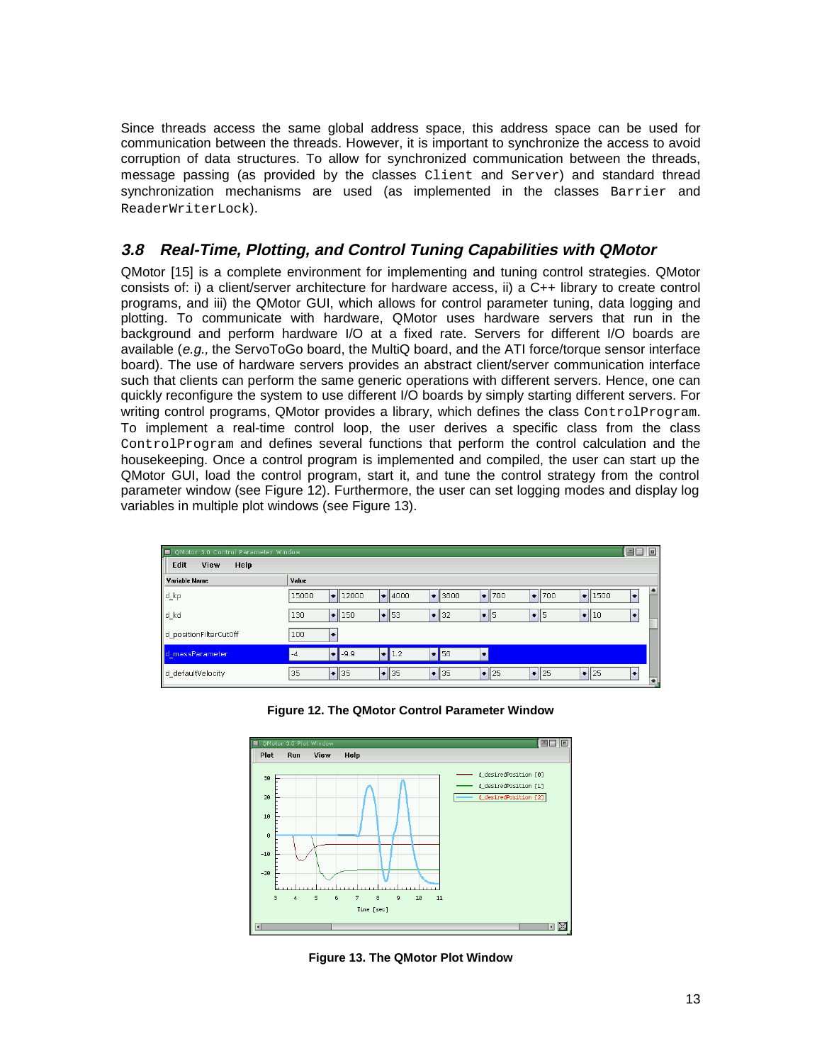Since threads access the same global address space, this address space can be used for communication between the threads. However, it is important to synchronize the access to avoid corruption of data structures. To allow for synchronized communication between the threads, message passing (as provided by the classes `Client` and `Server`) and standard thread synchronization mechanisms are used (as implemented in the classes `Barrier` and `ReaderWriterLock`).

### 3.8 Real-Time, Plotting, and Control Tuning Capabilities with QMotor

QMotor [15] is a complete environment for implementing and tuning control strategies. QMotor consists of: i) a client/server architecture for hardware access, ii) a C++ library to create control programs, and iii) the QMotor GUI, which allows for control parameter tuning, data logging and plotting. To communicate with hardware, QMotor uses hardware servers that run in the background and perform hardware I/O at a fixed rate. Servers for different I/O boards are available (*e.g.,* the ServoToGo board, the MultiQ board, and the ATI force/torque sensor interface board). The use of hardware servers provides an abstract client/server communication interface such that clients can perform the same generic operations with different servers. Hence, one can quickly reconfigure the system to use different I/O boards by simply starting different servers. For writing control programs, QMotor provides a library, which defines the class `ControlProgram`. To implement a real-time control loop, the user derives a specific class from the class `ControlProgram` and defines several functions that perform the control calculation and the housekeeping. Once a control program is implemented and compiled, the user can start up the QMotor GUI, load the control program, start it, and tune the control strategy from the control parameter window (see Figure 12). Furthermore, the user can set logging modes and display log variables in multiple plot windows (see Figure 13).

**Figure 12. The QMotor Control Parameter Window**

**Figure 13. The QMotor Plot Window**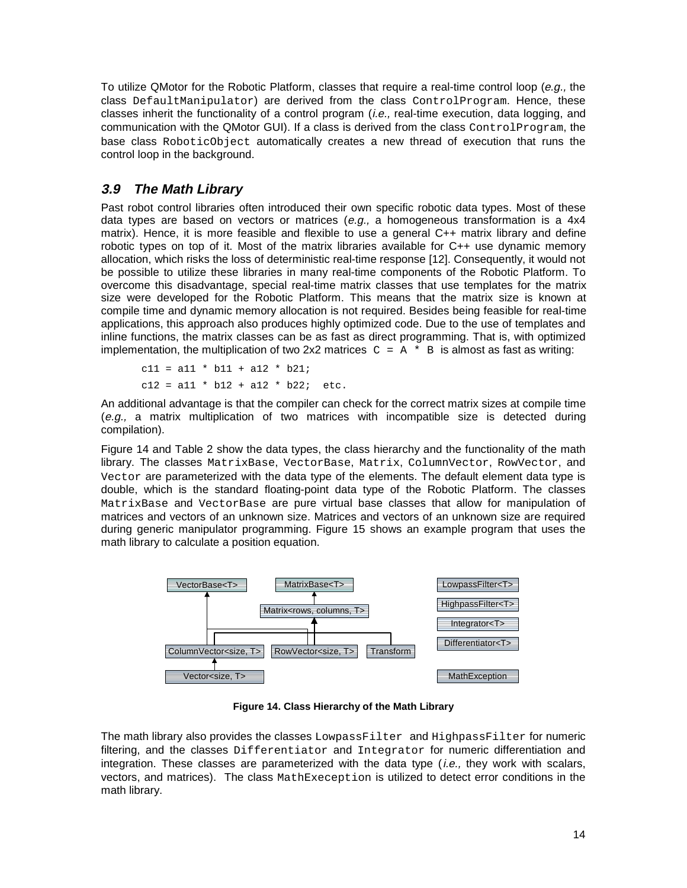To utilize QMotor for the Robotic Platform, classes that require a real-time control loop (*e.g.,* the class `DefaultManipulator`) are derived from the class `ControlProgram`. Hence, these classes inherit the functionality of a control program (*i.e.,* real-time execution, data logging, and communication with the QMotor GUI). If a class is derived from the class `ControlProgram`, the base class `RoboticObject` automatically creates a new thread of execution that runs the control loop in the background.

## 3.9 The Math Library

Past robot control libraries often introduced their own specific robotic data types. Most of these data types are based on vectors or matrices (*e.g.,* a homogeneous transformation is a 4x4 matrix). Hence, it is more feasible and flexible to use a general C++ matrix library and define robotic types on top of it. Most of the matrix libraries available for C++ use dynamic memory allocation, which risks the loss of deterministic real-time response [12]. Consequently, it would not be possible to utilize these libraries in many real-time components of the Robotic Platform. To overcome this disadvantage, special real-time matrix classes that use templates for the matrix size were developed for the Robotic Platform. This means that the matrix size is known at compile time and dynamic memory allocation is not required. Besides being feasible for real-time applications, this approach also produces highly optimized code. Due to the use of templates and inline functions, the matrix classes can be as fast as direct programming. That is, with optimized implementation, the multiplication of two 2x2 matrices `C = A * B` is almost as fast as writing:

```
c11 = a11 * b11 + a12 * b21;
c12 = a11 * b12 + a12 * b22;  etc.
```

An additional advantage is that the compiler can check for the correct matrix sizes at compile time (*e.g.,* a matrix multiplication of two matrices with incompatible size is detected during compilation).

Figure 14 and Table 2 show the data types, the class hierarchy and the functionality of the math library. The classes `MatrixBase`, `VectorBase`, `Matrix`, `ColumnVector`, `RowVector`, and `Vector` are parameterized with the data type of the elements. The default element data type is double, which is the standard floating-point data type of the Robotic Platform. The classes `MatrixBase` and `VectorBase` are pure virtual base classes that allow for manipulation of matrices and vectors of an unknown size. Matrices and vectors of an unknown size are required during generic manipulator programming. Figure 15 shows an example program that uses the math library to calculate a position equation.

**Figure 14. Class Hierarchy of the Math Library**

The math library also provides the classes `LowpassFilter` and `HighpassFilter` for numeric filtering, and the classes `Differentiator` and `Integrator` for numeric differentiation and integration. These classes are parameterized with the data type (*i.e.,* they work with scalars, vectors, and matrices). The class `MathExeception` is utilized to detect error conditions in the math library.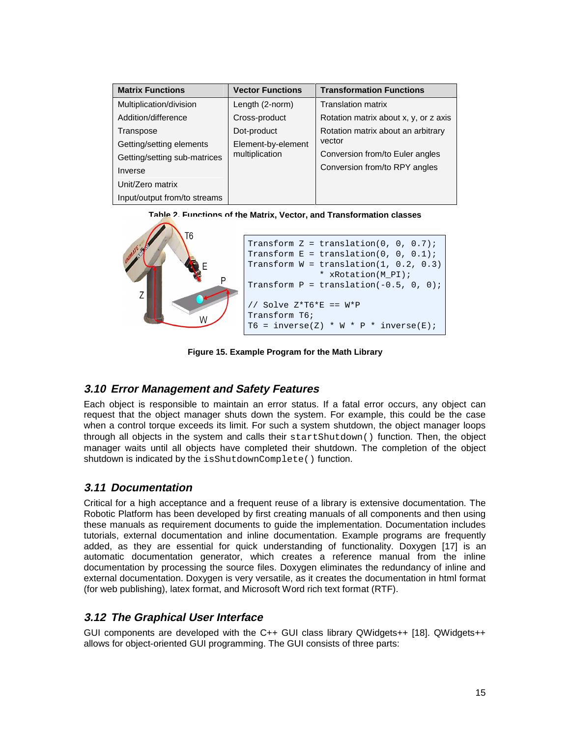| Matrix Functions | Vector Functions | Transformation Functions |
|---|---|---|
| Multiplication/division | Length (2-norm) | Translation matrix |
| Addition/difference | Cross-product | Rotation matrix about x, y, or z axis |
| Transpose | Dot-product | Rotation matrix about an arbitrary vector |
| Getting/setting elements | Element-by-element multiplication | Conversion from/to Euler angles |
| Getting/setting sub-matrices | | Conversion from/to RPY angles |
| Inverse | | |
| Unit/Zero matrix | | |
| Input/output from/to streams | | |

**Table 2. Functions of the Matrix, Vector, and Transformation classes**

```
Transform Z = translation(0, 0, 0.7);
Transform E = translation(0, 0, 0.1);
Transform W = translation(1, 0.2, 0.3)
              * xRotation(M_PI);
Transform P = translation(-0.5, 0, 0);

// Solve Z*T6*E == W*P
Transform T6;
T6 = inverse(Z) * W * P * inverse(E);
```

**Figure 15. Example Program for the Math Library**

## 3.10 Error Management and Safety Features

Each object is responsible to maintain an error status. If a fatal error occurs, any object can request that the object manager shuts down the system. For example, this could be the case when a control torque exceeds its limit. For such a system shutdown, the object manager loops through all objects in the system and calls their `startShutdown()` function. Then, the object manager waits until all objects have completed their shutdown. The completion of the object shutdown is indicated by the `isShutdownComplete()` function.

## 3.11 Documentation

Critical for a high acceptance and a frequent reuse of a library is extensive documentation. The Robotic Platform has been developed by first creating manuals of all components and then using these manuals as requirement documents to guide the implementation. Documentation includes tutorials, external documentation and inline documentation. Example programs are frequently added, as they are essential for quick understanding of functionality. Doxygen [17] is an automatic documentation generator, which creates a reference manual from the inline documentation by processing the source files. Doxygen eliminates the redundancy of inline and external documentation. Doxygen is very versatile, as it creates the documentation in html format (for web publishing), latex format, and Microsoft Word rich text format (RTF).

## 3.12 The Graphical User Interface

GUI components are developed with the C++ GUI class library QWidgets++ [18]. QWidgets++ allows for object-oriented GUI programming. The GUI consists of three parts: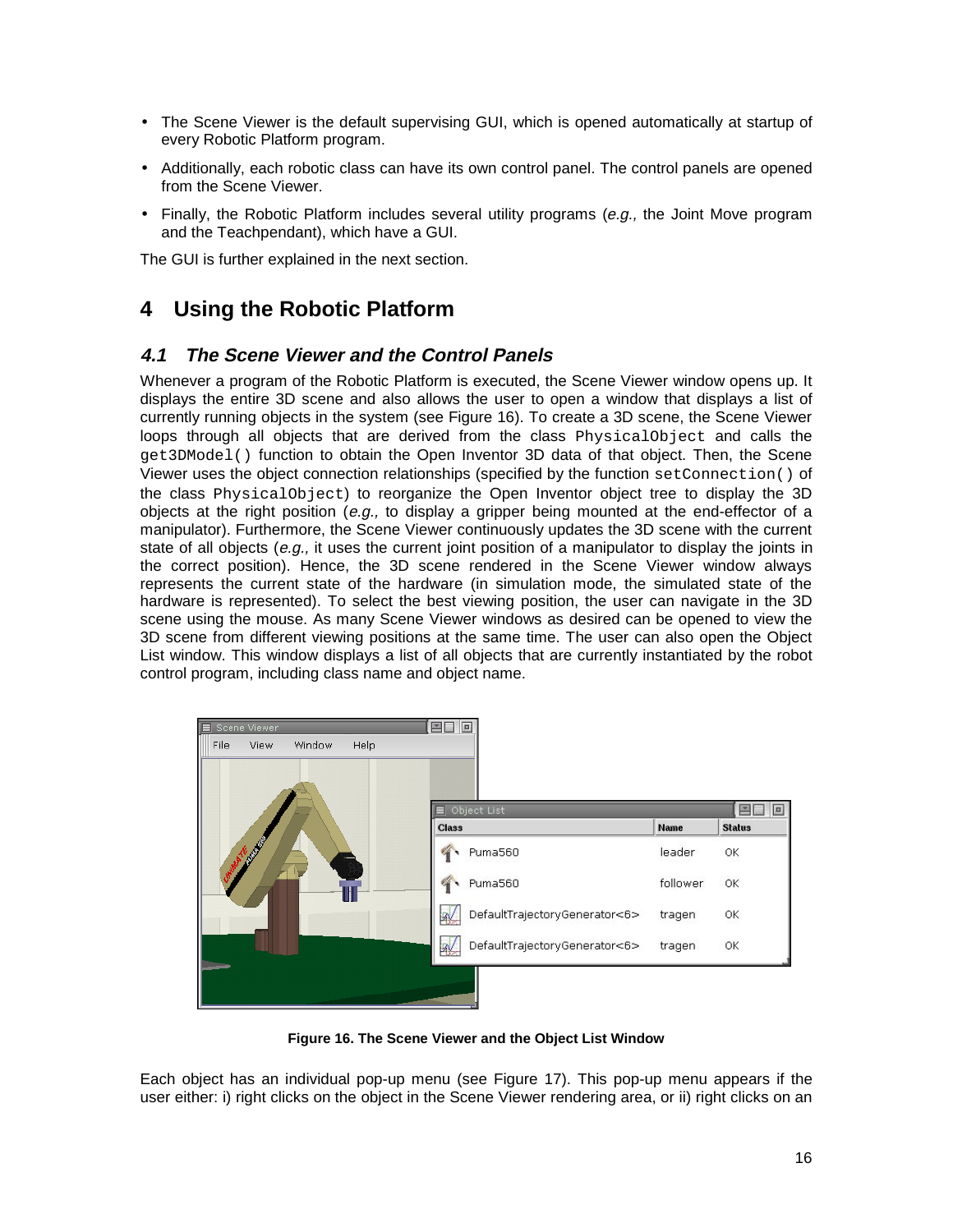- The Scene Viewer is the default supervising GUI, which is opened automatically at startup of every Robotic Platform program.
- Additionally, each robotic class can have its own control panel. The control panels are opened from the Scene Viewer.
- Finally, the Robotic Platform includes several utility programs (*e.g.,* the Joint Move program and the Teachpendant), which have a GUI.

The GUI is further explained in the next section.

# 4 Using the Robotic Platform

## *4.1 The Scene Viewer and the Control Panels*

Whenever a program of the Robotic Platform is executed, the Scene Viewer window opens up. It displays the entire 3D scene and also allows the user to open a window that displays a list of currently running objects in the system (see Figure 16). To create a 3D scene, the Scene Viewer loops through all objects that are derived from the class `PhysicalObject` and calls the `get3DModel()` function to obtain the Open Inventor 3D data of that object. Then, the Scene Viewer uses the object connection relationships (specified by the function `setConnection()` of the class `PhysicalObject`) to reorganize the Open Inventor object tree to display the 3D objects at the right position (*e.g.,* to display a gripper being mounted at the end-effector of a manipulator). Furthermore, the Scene Viewer continuously updates the 3D scene with the current state of all objects (*e.g.,* it uses the current joint position of a manipulator to display the joints in the correct position). Hence, the 3D scene rendered in the Scene Viewer window always represents the current state of the hardware (in simulation mode, the simulated state of the hardware is represented). To select the best viewing position, the user can navigate in the 3D scene using the mouse. As many Scene Viewer windows as desired can be opened to view the 3D scene from different viewing positions at the same time. The user can also open the Object List window. This window displays a list of all objects that are currently instantiated by the robot control program, including class name and object name.

**Figure 16. The Scene Viewer and the Object List Window**

Each object has an individual pop-up menu (see Figure 17). This pop-up menu appears if the user either: i) right clicks on the object in the Scene Viewer rendering area, or ii) right clicks on an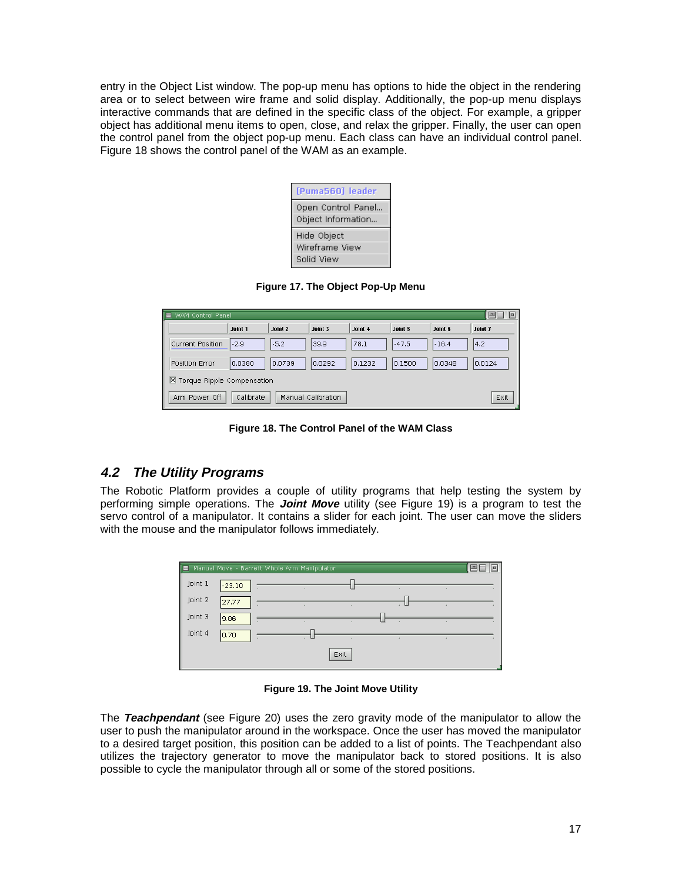entry in the Object List window. The pop-up menu has options to hide the object in the rendering area or to select between wire frame and solid display. Additionally, the pop-up menu displays interactive commands that are defined in the specific class of the object. For example, a gripper object has additional menu items to open, close, and relax the gripper. Finally, the user can open the control panel from the object pop-up menu. Each class can have an individual control panel. Figure 18 shows the control panel of the WAM as an example.

**Figure 17. The Object Pop-Up Menu**

**Figure 18. The Control Panel of the WAM Class**

## *4.2 The Utility Programs*

The Robotic Platform provides a couple of utility programs that help testing the system by performing simple operations. The ***Joint Move*** utility (see Figure 19) is a program to test the servo control of a manipulator. It contains a slider for each joint. The user can move the sliders with the mouse and the manipulator follows immediately.

**Figure 19. The Joint Move Utility**

The ***Teachpendant*** (see Figure 20) uses the zero gravity mode of the manipulator to allow the user to push the manipulator around in the workspace. Once the user has moved the manipulator to a desired target position, this position can be added to a list of points. The Teachpendant also utilizes the trajectory generator to move the manipulator back to stored positions. It is also possible to cycle the manipulator through all or some of the stored positions.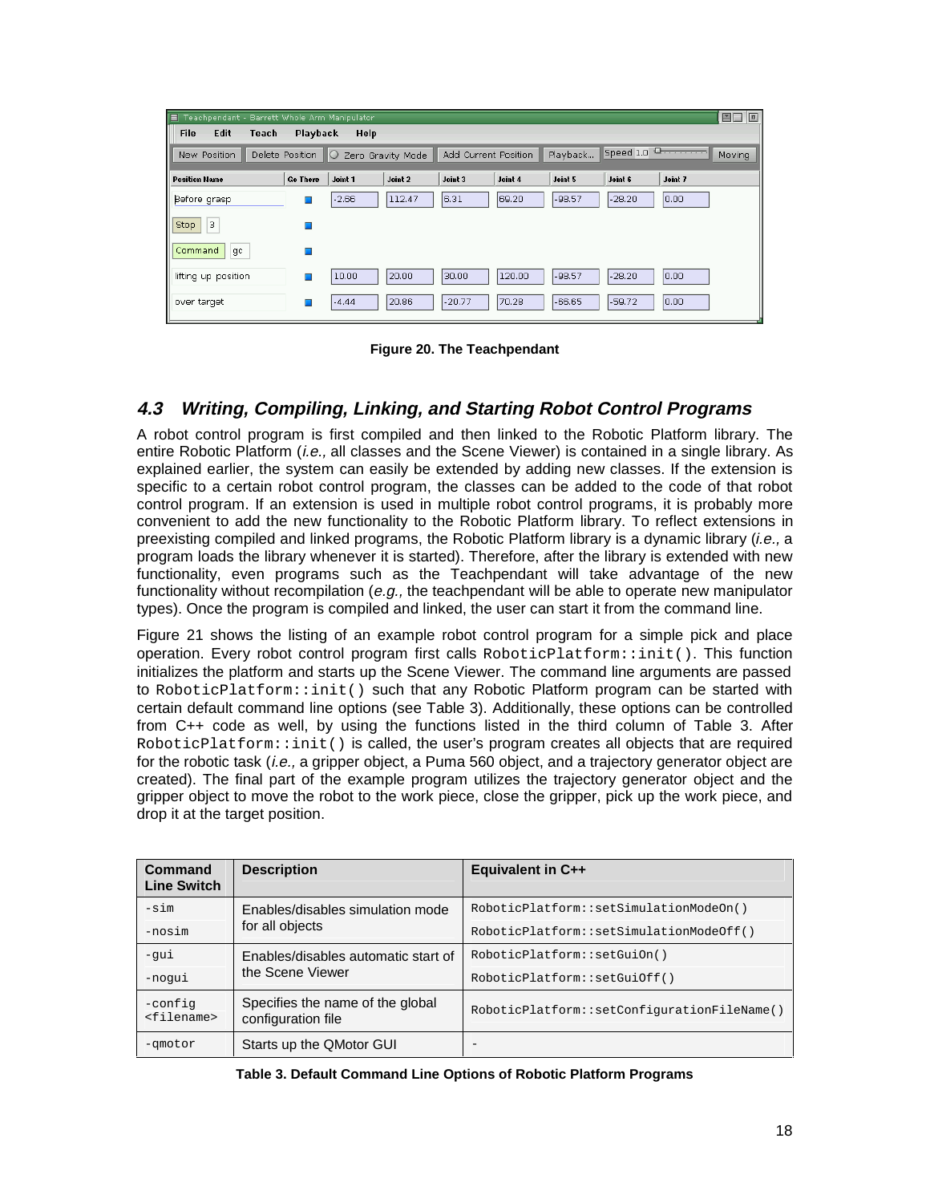Figure 20. The Teachpendant

## 4.3 Writing, Compiling, Linking, and Starting Robot Control Programs

A robot control program is first compiled and then linked to the Robotic Platform library. The entire Robotic Platform (*i.e.,* all classes and the Scene Viewer) is contained in a single library. As explained earlier, the system can easily be extended by adding new classes. If the extension is specific to a certain robot control program, the classes can be added to the code of that robot control program. If an extension is used in multiple robot control programs, it is probably more convenient to add the new functionality to the Robotic Platform library. To reflect extensions in preexisting compiled and linked programs, the Robotic Platform library is a dynamic library (*i.e.,* a program loads the library whenever it is started). Therefore, after the library is extended with new functionality, even programs such as the Teachpendant will take advantage of the new functionality without recompilation (*e.g.,* the teachpendant will be able to operate new manipulator types). Once the program is compiled and linked, the user can start it from the command line.

Figure 21 shows the listing of an example robot control program for a simple pick and place operation. Every robot control program first calls `RoboticPlatform::init()`. This function initializes the platform and starts up the Scene Viewer. The command line arguments are passed to `RoboticPlatform::init()` such that any Robotic Platform program can be started with certain default command line options (see Table 3). Additionally, these options can be controlled from C++ code as well, by using the functions listed in the third column of Table 3. After `RoboticPlatform::init()` is called, the user's program creates all objects that are required for the robotic task (*i.e.,* a gripper object, a Puma 560 object, and a trajectory generator object are created). The final part of the example program utilizes the trajectory generator object and the gripper object to move the robot to the work piece, close the gripper, pick up the work piece, and drop it at the target position.

| Command Line Switch | Description | Equivalent in C++ |
|---|---|---|
| `-sim`<br>`-nosim` | Enables/disables simulation mode for all objects | `RoboticPlatform::setSimulationModeOn()`<br>`RoboticPlatform::setSimulationModeOff()` |
| `-gui`<br>`-nogui` | Enables/disables automatic start of the Scene Viewer | `RoboticPlatform::setGuiOn()`<br>`RoboticPlatform::setGuiOff()` |
| `-config <filename>` | Specifies the name of the global configuration file | `RoboticPlatform::setConfigurationFileName()` |
| `-qmotor` | Starts up the QMotor GUI | - |

Table 3. Default Command Line Options of Robotic Platform Programs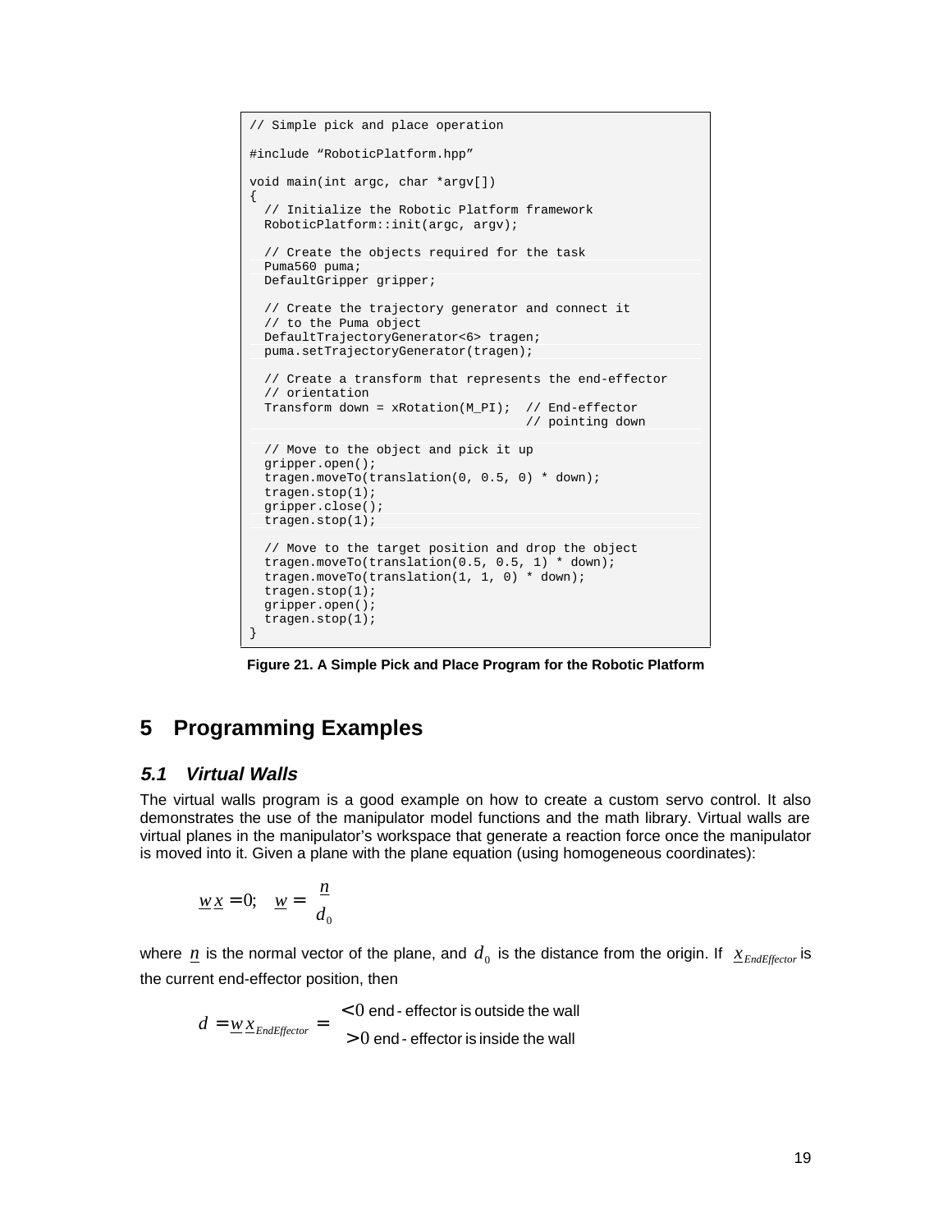```
// Simple pick and place operation

#include "RoboticPlatform.hpp"

void main(int argc, char *argv[])
{
  // Initialize the Robotic Platform framework
  RoboticPlatform::init(argc, argv);

  // Create the objects required for the task
  Puma560 puma;
  DefaultGripper gripper;

  // Create the trajectory generator and connect it
  // to the Puma object
  DefaultTrajectoryGenerator<6> tragen;
  puma.setTrajectoryGenerator(tragen);

  // Create a transform that represents the end-effector
  // orientation
  Transform down = xRotation(M_PI);  // End-effector
                                     // pointing down

  // Move to the object and pick it up
  gripper.open();
  tragen.moveTo(translation(0, 0.5, 0) * down);
  tragen.stop(1);
  gripper.close();
  tragen.stop(1);

  // Move to the target position and drop the object
  tragen.moveTo(translation(0.5, 0.5, 1) * down);
  tragen.moveTo(translation(1, 1, 0) * down);
  tragen.stop(1);
  gripper.open();
  tragen.stop(1);
}
```

**Figure 21. A Simple Pick and Place Program for the Robotic Platform**

# 5 Programming Examples

## 5.1 *Virtual Walls*

The virtual walls program is a good example on how to create a custom servo control. It also demonstrates the use of the manipulator model functions and the math library. Virtual walls are virtual planes in the manipulator's workspace that generate a reaction force once the manipulator is moved into it. Given a plane with the plane equation (using homogeneous coordinates):

$$\underline{w}\,\underline{x} = 0; \quad \underline{w} = \begin{pmatrix} \underline{n} \\ d_0 \end{pmatrix}$$

where $\underline{n}$ is the normal vector of the plane, and $d_0$ is the distance from the origin. If $\underline{x}_{EndEffector}$ is the current end-effector position, then

$$d = \underline{w}\,\underline{x}_{EndEffector} = \begin{cases} < 0 & \text{end-effector is outside the wall} \\ > 0 & \text{end-effector is inside the wall} \end{cases}$$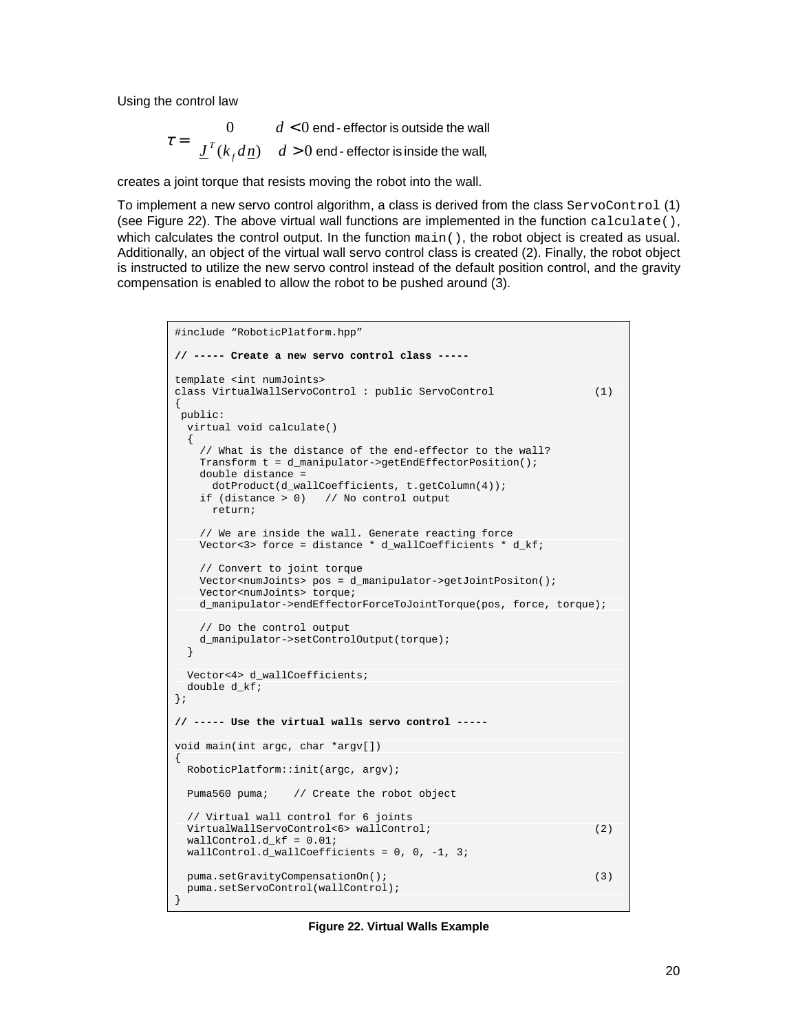Using the control law

$$\tau = \begin{cases} 0 & d < 0 \text{ end-effector is outside the wall} \\ \underline{J}^T(k_f d \underline{n}) & d > 0 \text{ end-effector is inside the wall,} \end{cases}$$

creates a joint torque that resists moving the robot into the wall.

To implement a new servo control algorithm, a class is derived from the class `ServoControl` (1) (see Figure 22). The above virtual wall functions are implemented in the function `calculate()`, which calculates the control output. In the function `main()`, the robot object is created as usual. Additionally, an object of the virtual wall servo control class is created (2). Finally, the robot object is instructed to utilize the new servo control instead of the default position control, and the gravity compensation is enabled to allow the robot to be pushed around (3).

```
#include “RoboticPlatform.hpp”

// ----- Create a new servo control class -----

template <int numJoints>
class VirtualWallServoControl : public ServoControl                (1)
{
 public:
  virtual void calculate()
  {
    // What is the distance of the end-effector to the wall?
    Transform t = d_manipulator->getEndEffectorPosition();
    double distance =
      dotProduct(d_wallCoefficients, t.getColumn(4));
    if (distance > 0)   // No control output
      return;

    // We are inside the wall. Generate reacting force
    Vector<3> force = distance * d_wallCoefficients * d_kf;

    // Convert to joint torque
    Vector<numJoints> pos = d_manipulator->getJointPositon();
    Vector<numJoints> torque;
    d_manipulator->endEffectorForceToJointTorque(pos, force, torque);

    // Do the control output
    d_manipulator->setControlOutput(torque);
  }

  Vector<4> d_wallCoefficients;
  double d_kf;
};

// ----- Use the virtual walls servo control -----

void main(int argc, char *argv[])
{
  RoboticPlatform::init(argc, argv);

  Puma560 puma;    // Create the robot object

  // Virtual wall control for 6 joints
  VirtualWallServoControl<6> wallControl;                          (2)
  wallControl.d_kf = 0.01;
  wallControl.d_wallCoefficients = 0, 0, -1, 3;

  puma.setGravityCompensationOn();                                 (3)
  puma.setServoControl(wallControl);
}
```

**Figure 22. Virtual Walls Example**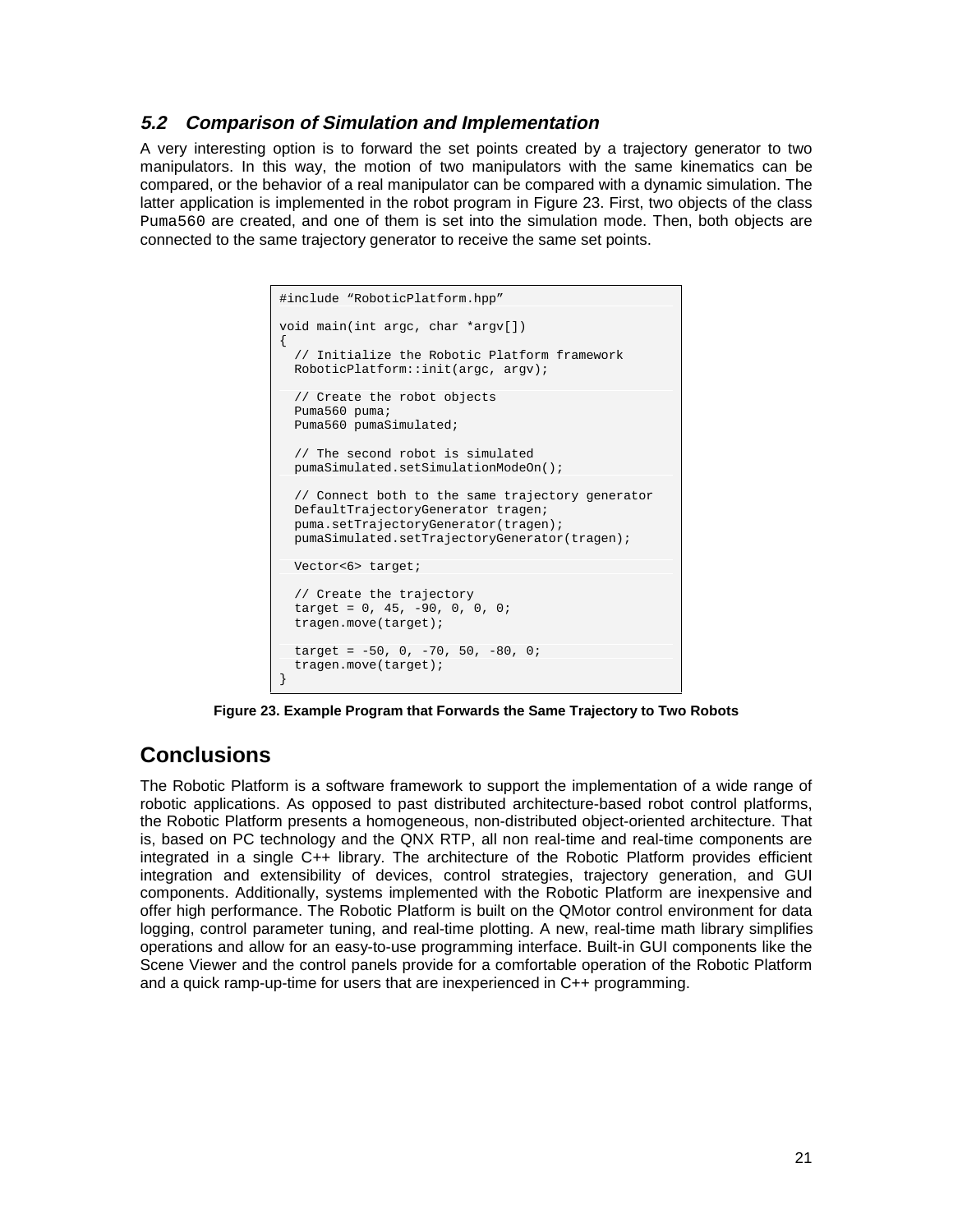### *5.2 Comparison of Simulation and Implementation*

A very interesting option is to forward the set points created by a trajectory generator to two manipulators. In this way, the motion of two manipulators with the same kinematics can be compared, or the behavior of a real manipulator can be compared with a dynamic simulation. The latter application is implemented in the robot program in Figure 23. First, two objects of the class `Puma560` are created, and one of them is set into the simulation mode. Then, both objects are connected to the same trajectory generator to receive the same set points.

```
#include "RoboticPlatform.hpp"

void main(int argc, char *argv[])
{
  // Initialize the Robotic Platform framework
  RoboticPlatform::init(argc, argv);

  // Create the robot objects
  Puma560 puma;
  Puma560 pumaSimulated;

  // The second robot is simulated
  pumaSimulated.setSimulationModeOn();

  // Connect both to the same trajectory generator
  DefaultTrajectoryGenerator tragen;
  puma.setTrajectoryGenerator(tragen);
  pumaSimulated.setTrajectoryGenerator(tragen);

  Vector<6> target;

  // Create the trajectory
  target = 0, 45, -90, 0, 0, 0;
  tragen.move(target);

  target = -50, 0, -70, 50, -80, 0;
  tragen.move(target);
}
```

**Figure 23. Example Program that Forwards the Same Trajectory to Two Robots**

## Conclusions

The Robotic Platform is a software framework to support the implementation of a wide range of robotic applications. As opposed to past distributed architecture-based robot control platforms, the Robotic Platform presents a homogeneous, non-distributed object-oriented architecture. That is, based on PC technology and the QNX RTP, all non real-time and real-time components are integrated in a single C++ library. The architecture of the Robotic Platform provides efficient integration and extensibility of devices, control strategies, trajectory generation, and GUI components. Additionally, systems implemented with the Robotic Platform are inexpensive and offer high performance. The Robotic Platform is built on the QMotor control environment for data logging, control parameter tuning, and real-time plotting. A new, real-time math library simplifies operations and allow for an easy-to-use programming interface. Built-in GUI components like the Scene Viewer and the control panels provide for a comfortable operation of the Robotic Platform and a quick ramp-up-time for users that are inexperienced in C++ programming.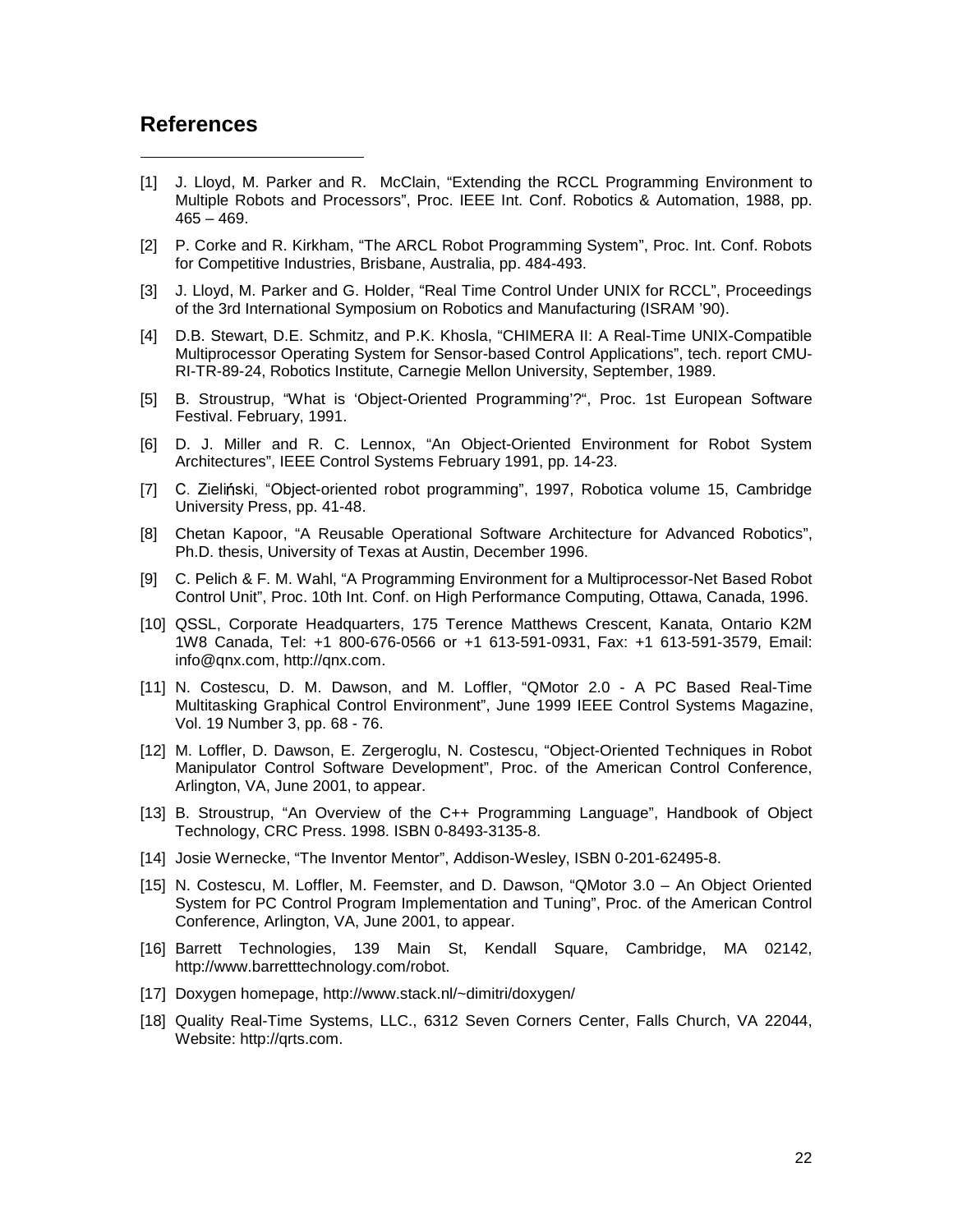## References

[1] J. Lloyd, M. Parker and R. McClain, “Extending the RCCL Programming Environment to Multiple Robots and Processors”, Proc. IEEE Int. Conf. Robotics & Automation, 1988, pp. 465 – 469.

[2] P. Corke and R. Kirkham, “The ARCL Robot Programming System”, Proc. Int. Conf. Robots for Competitive Industries, Brisbane, Australia, pp. 484-493.

[3] J. Lloyd, M. Parker and G. Holder, “Real Time Control Under UNIX for RCCL”, Proceedings of the 3rd International Symposium on Robotics and Manufacturing (ISRAM ’90).

[4] D.B. Stewart, D.E. Schmitz, and P.K. Khosla, “CHIMERA II: A Real-Time UNIX-Compatible Multiprocessor Operating System for Sensor-based Control Applications”, tech. report CMU-RI-TR-89-24, Robotics Institute, Carnegie Mellon University, September, 1989.

[5] B. Stroustrup, “What is ‘Object-Oriented Programming’?“, Proc. 1st European Software Festival. February, 1991.

[6] D. J. Miller and R. C. Lennox, “An Object-Oriented Environment for Robot System Architectures”, IEEE Control Systems February 1991, pp. 14-23.

[7] C. Zieliński, “Object-oriented robot programming”, 1997, Robotica volume 15, Cambridge University Press, pp. 41-48.

[8] Chetan Kapoor, “A Reusable Operational Software Architecture for Advanced Robotics”, Ph.D. thesis, University of Texas at Austin, December 1996.

[9] C. Pelich & F. M. Wahl, “A Programming Environment for a Multiprocessor-Net Based Robot Control Unit”, Proc. 10th Int. Conf. on High Performance Computing, Ottawa, Canada, 1996.

[10] QSSL, Corporate Headquarters, 175 Terence Matthews Crescent, Kanata, Ontario K2M 1W8 Canada, Tel: +1 800-676-0566 or +1 613-591-0931, Fax: +1 613-591-3579, Email: info@qnx.com, http://qnx.com.

[11] N. Costescu, D. M. Dawson, and M. Loffler, “QMotor 2.0 - A PC Based Real-Time Multitasking Graphical Control Environment”, June 1999 IEEE Control Systems Magazine, Vol. 19 Number 3, pp. 68 - 76.

[12] M. Loffler, D. Dawson, E. Zergeroglu, N. Costescu, “Object-Oriented Techniques in Robot Manipulator Control Software Development”, Proc. of the American Control Conference, Arlington, VA, June 2001, to appear.

[13] B. Stroustrup, “An Overview of the C++ Programming Language”, Handbook of Object Technology, CRC Press. 1998. ISBN 0-8493-3135-8.

[14] Josie Wernecke, “The Inventor Mentor”, Addison-Wesley, ISBN 0-201-62495-8.

[15] N. Costescu, M. Loffler, M. Feemster, and D. Dawson, “QMotor 3.0 – An Object Oriented System for PC Control Program Implementation and Tuning”, Proc. of the American Control Conference, Arlington, VA, June 2001, to appear.

[16] Barrett Technologies, 139 Main St, Kendall Square, Cambridge, MA 02142, http://www.barretttechnology.com/robot.

[17] Doxygen homepage, http://www.stack.nl/~dimitri/doxygen/

[18] Quality Real-Time Systems, LLC., 6312 Seven Corners Center, Falls Church, VA 22044, Website: http://qrts.com.